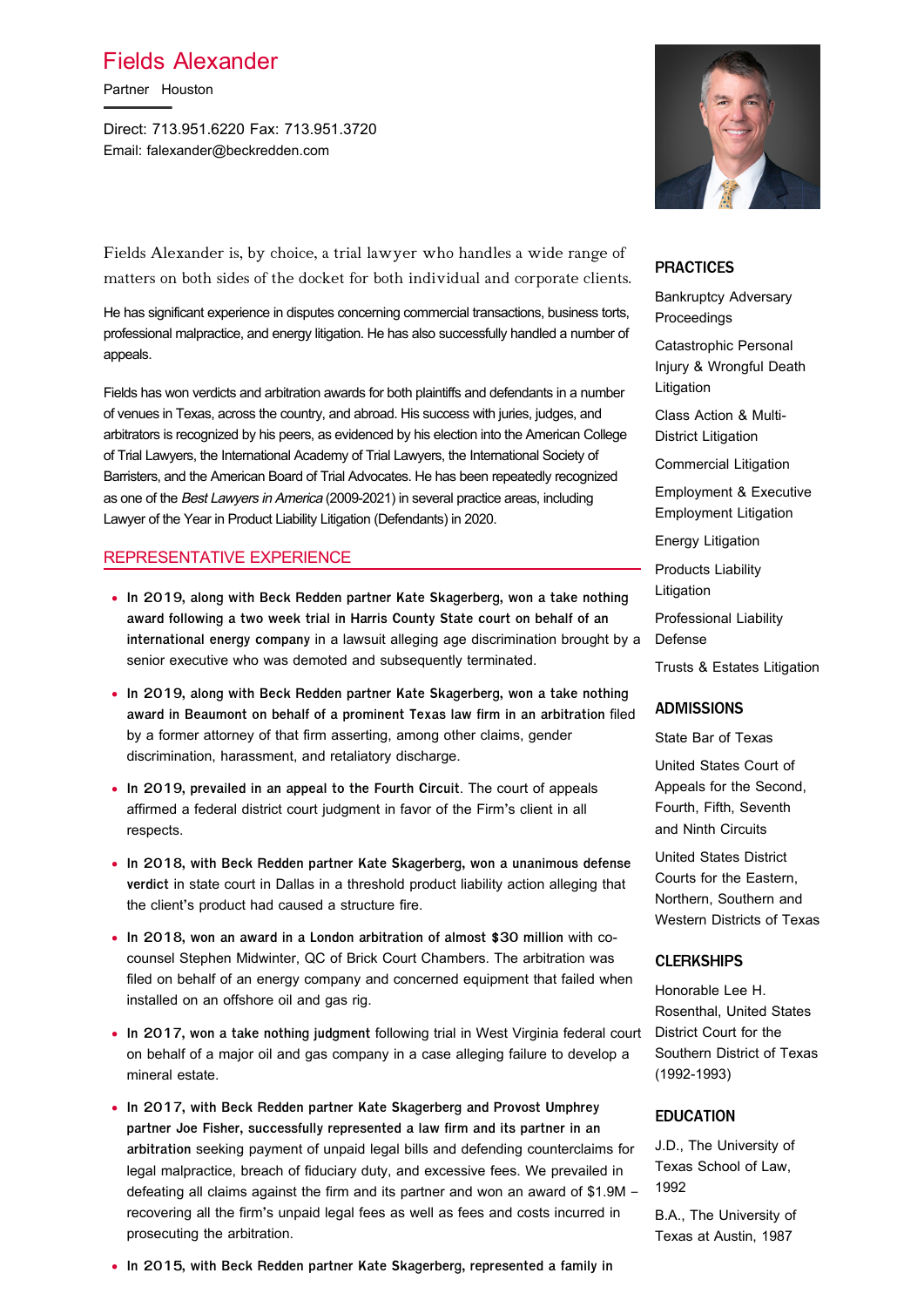# Fields Alexander

Partner Houston

Direct: 713.951.6220 Fax: 713.951.3720
Email: falexander@beckredden.com

Fields Alexander is, by choice, a trial lawyer who handles a wide range of matters on both sides of the docket for both individual and corporate clients.

He has significant experience in disputes concerning commercial transactions, business torts, professional malpractice, and energy litigation. He has also successfully handled a number of appeals.

Fields has won verdicts and arbitration awards for both plaintiffs and defendants in a number of venues in Texas, across the country, and abroad. His success with juries, judges, and arbitrators is recognized by his peers, as evidenced by his election into the American College of Trial Lawyers, the International Academy of Trial Lawyers, the International Society of Barristers, and the American Board of Trial Advocates. He has been repeatedly recognized as one of the *Best Lawyers in America* (2009-2021) in several practice areas, including Lawyer of the Year in Product Liability Litigation (Defendants) in 2020.

## REPRESENTATIVE EXPERIENCE

- **In 2019, along with Beck Redden partner Kate Skagerberg, won a take nothing award following a two week trial in Harris County State court on behalf of an international energy company** in a lawsuit alleging age discrimination brought by a senior executive who was demoted and subsequently terminated.
- **In 2019, along with Beck Redden partner Kate Skagerberg, won a take nothing award in Beaumont on behalf of a prominent Texas law firm in an arbitration** filed by a former attorney of that firm asserting, among other claims, gender discrimination, harassment, and retaliatory discharge.
- **In 2019, prevailed in an appeal to the Fourth Circuit**. The court of appeals affirmed a federal district court judgment in favor of the Firm's client in all respects.
- **In 2018, with Beck Redden partner Kate Skagerberg, won a unanimous defense verdict** in state court in Dallas in a threshold product liability action alleging that the client's product had caused a structure fire.
- **In 2018, won an award in a London arbitration of almost $30 million** with co-counsel Stephen Midwinter, QC of Brick Court Chambers. The arbitration was filed on behalf of an energy company and concerned equipment that failed when installed on an offshore oil and gas rig.
- **In 2017, won a take nothing judgment** following trial in West Virginia federal court on behalf of a major oil and gas company in a case alleging failure to develop a mineral estate.
- **In 2017, with Beck Redden partner Kate Skagerberg and Provost Umphrey partner Joe Fisher, successfully represented a law firm and its partner in an arbitration** seeking payment of unpaid legal bills and defending counterclaims for legal malpractice, breach of fiduciary duty, and excessive fees. We prevailed in defeating all claims against the firm and its partner and won an award of $1.9M – recovering all the firm's unpaid legal fees as well as fees and costs incurred in prosecuting the arbitration.
- **In 2015, with Beck Redden partner Kate Skagerberg, represented a family in**

## PRACTICES

Bankruptcy Adversary Proceedings

Catastrophic Personal Injury & Wrongful Death Litigation

Class Action & Multi-District Litigation

Commercial Litigation

Employment & Executive Employment Litigation

Energy Litigation

Products Liability Litigation

Professional Liability Defense

Trusts & Estates Litigation

## ADMISSIONS

State Bar of Texas

United States Court of Appeals for the Second, Fourth, Fifth, Seventh and Ninth Circuits

United States District Courts for the Eastern, Northern, Southern and Western Districts of Texas

## CLERKSHIPS

Honorable Lee H. Rosenthal, United States District Court for the Southern District of Texas (1992-1993)

## EDUCATION

J.D., The University of Texas School of Law, 1992

B.A., The University of Texas at Austin, 1987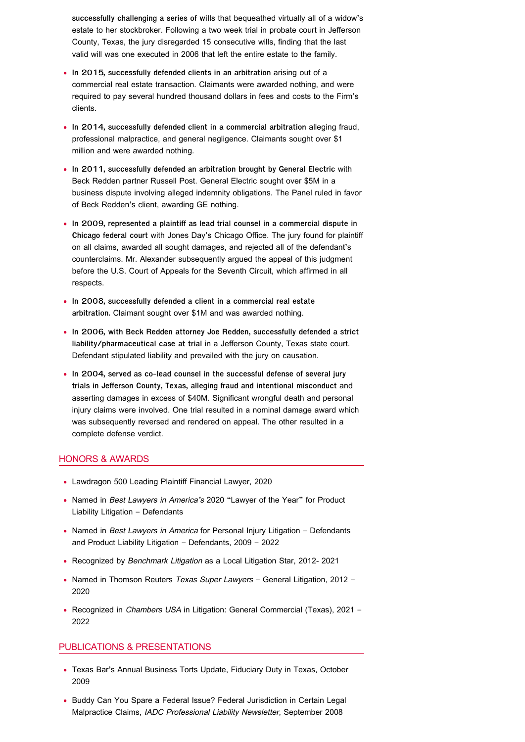**successfully challenging a series of wills** that bequeathed virtually all of a widow's estate to her stockbroker. Following a two week trial in probate court in Jefferson County, Texas, the jury disregarded 15 consecutive wills, finding that the last valid will was one executed in 2006 that left the entire estate to the family.

- **In 2015, successfully defended clients in an arbitration** arising out of a commercial real estate transaction. Claimants were awarded nothing, and were required to pay several hundred thousand dollars in fees and costs to the Firm's clients.
- **In 2014, successfully defended client in a commercial arbitration** alleging fraud, professional malpractice, and general negligence. Claimants sought over $1 million and were awarded nothing.
- **In 2011, successfully defended an arbitration brought by General Electric** with Beck Redden partner Russell Post. General Electric sought over $5M in a business dispute involving alleged indemnity obligations. The Panel ruled in favor of Beck Redden's client, awarding GE nothing.
- **In 2009, represented a plaintiff as lead trial counsel in a commercial dispute in Chicago federal court** with Jones Day's Chicago Office. The jury found for plaintiff on all claims, awarded all sought damages, and rejected all of the defendant's counterclaims. Mr. Alexander subsequently argued the appeal of this judgment before the U.S. Court of Appeals for the Seventh Circuit, which affirmed in all respects.
- **In 2008, successfully defended a client in a commercial real estate arbitration.** Claimant sought over $1M and was awarded nothing.
- **In 2006, with Beck Redden attorney Joe Redden, successfully defended a strict liability/pharmaceutical case at trial** in a Jefferson County, Texas state court. Defendant stipulated liability and prevailed with the jury on causation.
- **In 2004, served as co-lead counsel in the successful defense of several jury trials in Jefferson County, Texas, alleging fraud and intentional misconduct** and asserting damages in excess of $40M. Significant wrongful death and personal injury claims were involved. One trial resulted in a nominal damage award which was subsequently reversed and rendered on appeal. The other resulted in a complete defense verdict.

## HONORS & AWARDS

- Lawdragon 500 Leading Plaintiff Financial Lawyer, 2020
- Named in *Best Lawyers in America's* 2020 "Lawyer of the Year" for Product Liability Litigation – Defendants
- Named in *Best Lawyers in America* for Personal Injury Litigation – Defendants and Product Liability Litigation – Defendants, 2009 – 2022
- Recognized by *Benchmark Litigation* as a Local Litigation Star, 2012- 2021
- Named in Thomson Reuters *Texas Super Lawyers* – General Litigation, 2012 – 2020
- Recognized in *Chambers USA* in Litigation: General Commercial (Texas), 2021 – 2022

## PUBLICATIONS & PRESENTATIONS

- Texas Bar's Annual Business Torts Update, Fiduciary Duty in Texas, October 2009
- Buddy Can You Spare a Federal Issue? Federal Jurisdiction in Certain Legal Malpractice Claims, *IADC Professional Liability Newsletter*, September 2008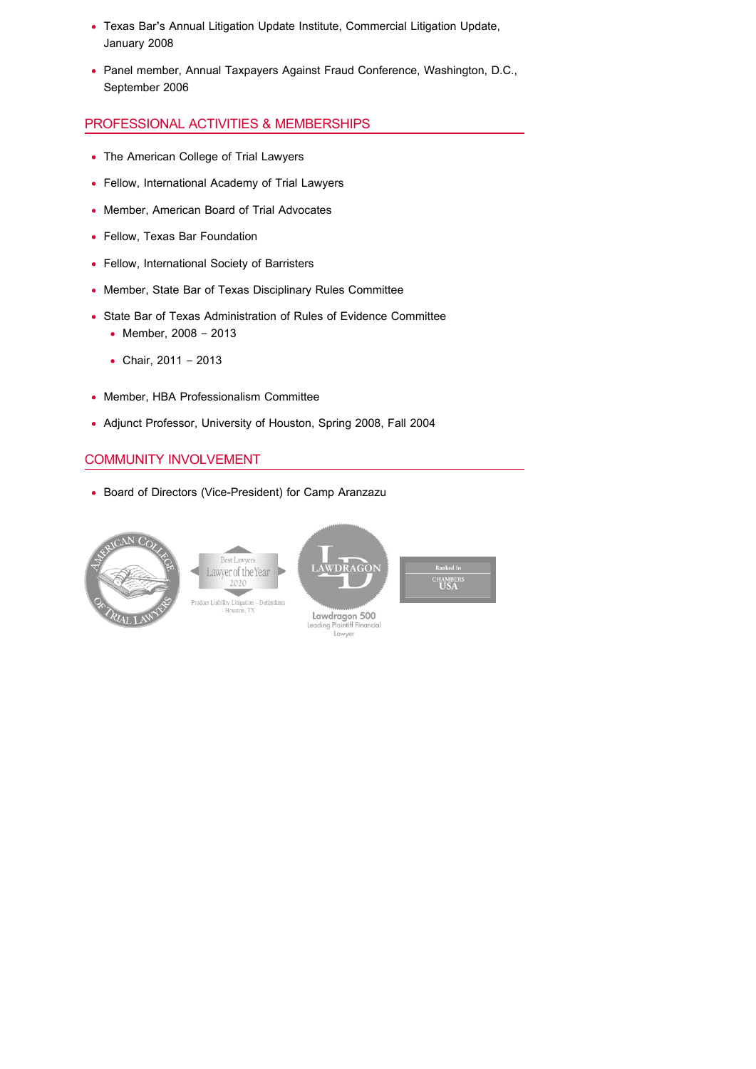- Texas Bar's Annual Litigation Update Institute, Commercial Litigation Update, January 2008
- Panel member, Annual Taxpayers Against Fraud Conference, Washington, D.C., September 2006

## PROFESSIONAL ACTIVITIES & MEMBERSHIPS

- The American College of Trial Lawyers
- Fellow, International Academy of Trial Lawyers
- Member, American Board of Trial Advocates
- Fellow, Texas Bar Foundation
- Fellow, International Society of Barristers
- Member, State Bar of Texas Disciplinary Rules Committee
- State Bar of Texas Administration of Rules of Evidence Committee
  - Member, 2008 – 2013
  - Chair, 2011 – 2013
- Member, HBA Professionalism Committee
- Adjunct Professor, University of Houston, Spring 2008, Fall 2004

## COMMUNITY INVOLVEMENT

- Board of Directors (Vice-President) for Camp Aranzazu

American College of Trial Lawyers

Best Lawyers Lawyer of the Year 2020
Product Liability Litigation – Defendants - Houston, TX

LAWDRAGON
Lawdragon 500
Leading Plaintiff Financial Lawyer

Ranked in CHAMBERS USA